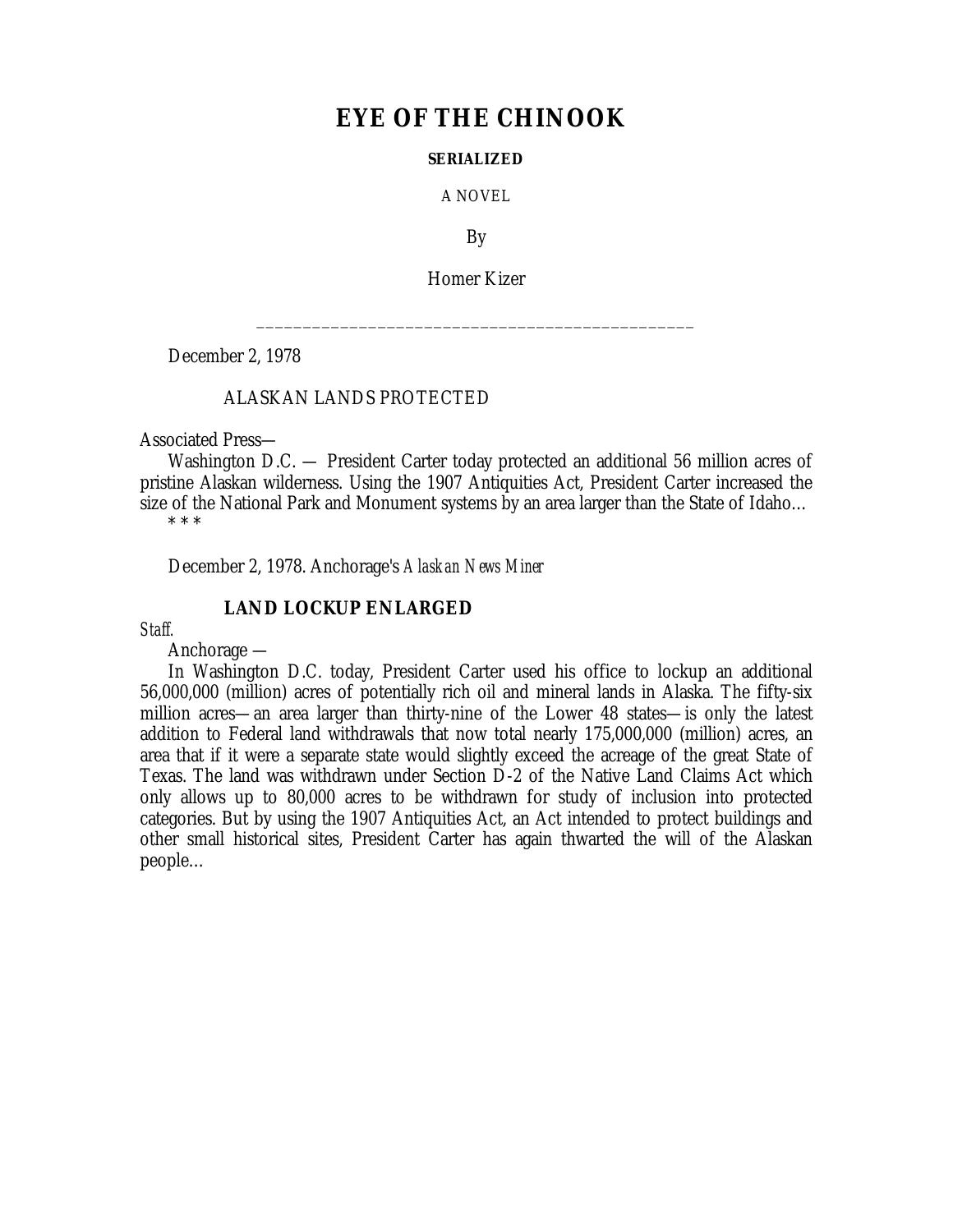# EYE OF THE CHINOOK

**SERIALIZED**

A NOVEL

By

Homer Kizer

---

December 2, 1978

ALASKAN LANDS PROTECTED

Associated Press—

Washington D.C. — President Carter today protected an additional 56 million acres of pristine Alaskan wilderness. Using the 1907 Antiquities Act, President Carter increased the size of the National Park and Monument systems by an area larger than the State of Idaho…

\* \* \*

December 2, 1978. Anchorage's *Alaskan News Miner*

**LAND LOCKUP ENLARGED**

*Staff.*

Anchorage —

In Washington D.C. today, President Carter used his office to lockup an additional 56,000,000 (million) acres of potentially rich oil and mineral lands in Alaska. The fifty-six million acres—an area larger than thirty-nine of the Lower 48 states—is only the latest addition to Federal land withdrawals that now total nearly 175,000,000 (million) acres, an area that if it were a separate state would slightly exceed the acreage of the great State of Texas. The land was withdrawn under Section D-2 of the Native Land Claims Act which only allows up to 80,000 acres to be withdrawn for study of inclusion into protected categories. But by using the 1907 Antiquities Act, an Act intended to protect buildings and other small historical sites, President Carter has again thwarted the will of the Alaskan people…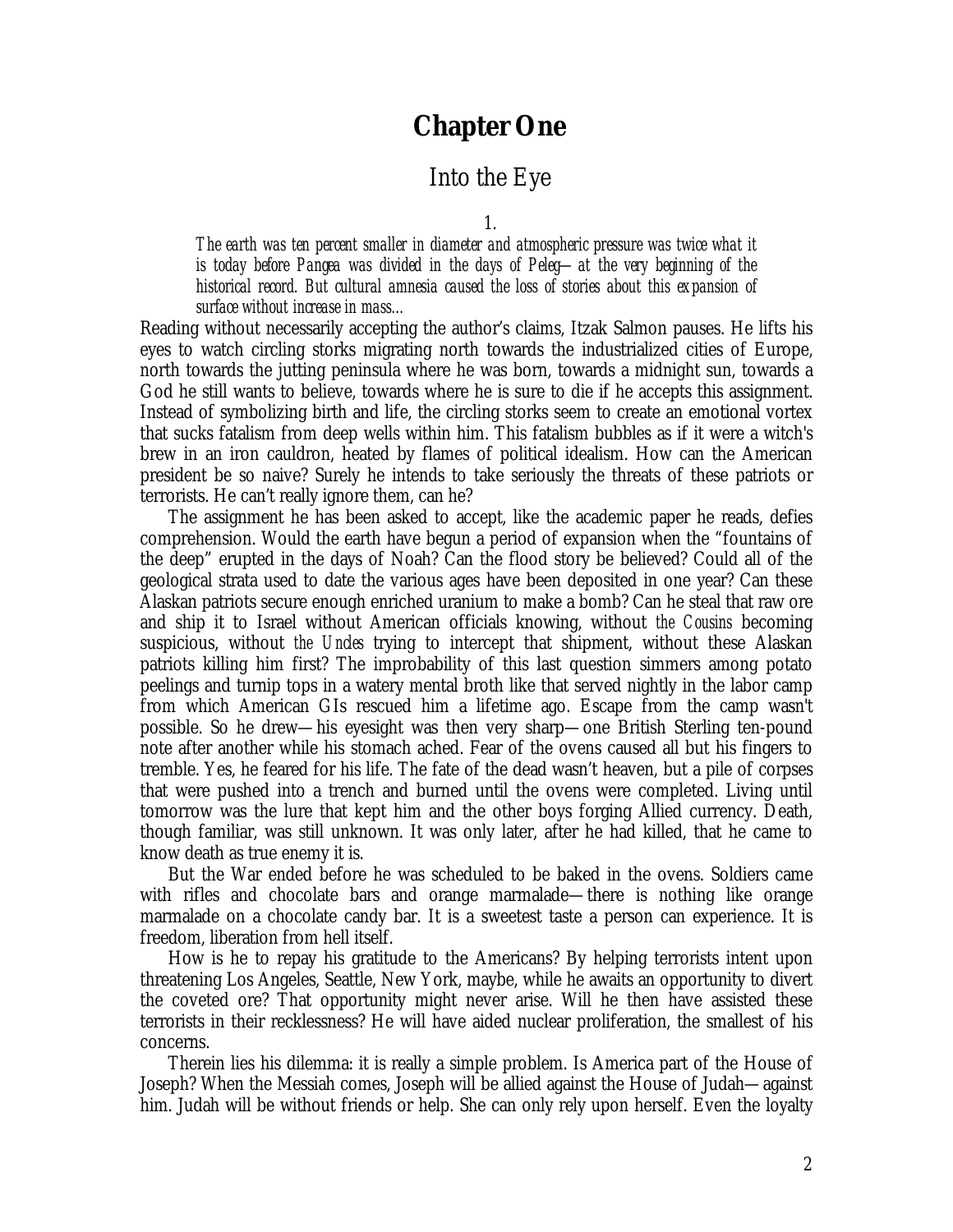# Chapter One

## Into the Eye

1.

> *The earth was ten percent smaller in diameter and atmospheric pressure was twice what it is today before Pangea was divided in the days of Peleg—at the very beginning of the historical record. But cultural amnesia caused the loss of stories about this expansion of surface without increase in mass…*

Reading without necessarily accepting the author's claims, Itzak Salmon pauses. He lifts his eyes to watch circling storks migrating north towards the industrialized cities of Europe, north towards the jutting peninsula where he was born, towards a midnight sun, towards a God he still wants to believe, towards where he is sure to die if he accepts this assignment. Instead of symbolizing birth and life, the circling storks seem to create an emotional vortex that sucks fatalism from deep wells within him. This fatalism bubbles as if it were a witch's brew in an iron cauldron, heated by flames of political idealism. How can the American president be so naive? Surely he intends to take seriously the threats of these patriots or terrorists. He can't really ignore them, can he?

The assignment he has been asked to accept, like the academic paper he reads, defies comprehension. Would the earth have begun a period of expansion when the "fountains of the deep" erupted in the days of Noah? Can the flood story be believed? Could all of the geological strata used to date the various ages have been deposited in one year? Can these Alaskan patriots secure enough enriched uranium to make a bomb? Can he steal that raw ore and ship it to Israel without American officials knowing, without *the Cousins* becoming suspicious, without *the Uncles* trying to intercept that shipment, without these Alaskan patriots killing him first? The improbability of this last question simmers among potato peelings and turnip tops in a watery mental broth like that served nightly in the labor camp from which American GIs rescued him a lifetime ago. Escape from the camp wasn't possible. So he drew—his eyesight was then very sharp—one British Sterling ten-pound note after another while his stomach ached. Fear of the ovens caused all but his fingers to tremble. Yes, he feared for his life. The fate of the dead wasn't heaven, but a pile of corpses that were pushed into a trench and burned until the ovens were completed. Living until tomorrow was the lure that kept him and the other boys forging Allied currency. Death, though familiar, was still unknown. It was only later, after he had killed, that he came to know death as true enemy it is.

But the War ended before he was scheduled to be baked in the ovens. Soldiers came with rifles and chocolate bars and orange marmalade—there is nothing like orange marmalade on a chocolate candy bar. It is a sweetest taste a person can experience. It is freedom, liberation from hell itself.

How is he to repay his gratitude to the Americans? By helping terrorists intent upon threatening Los Angeles, Seattle, New York, maybe, while he awaits an opportunity to divert the coveted ore? That opportunity might never arise. Will he then have assisted these terrorists in their recklessness? He will have aided nuclear proliferation, the smallest of his concerns.

Therein lies his dilemma: it is really a simple problem. Is America part of the House of Joseph? When the Messiah comes, Joseph will be allied against the House of Judah—against him. Judah will be without friends or help. She can only rely upon herself. Even the loyalty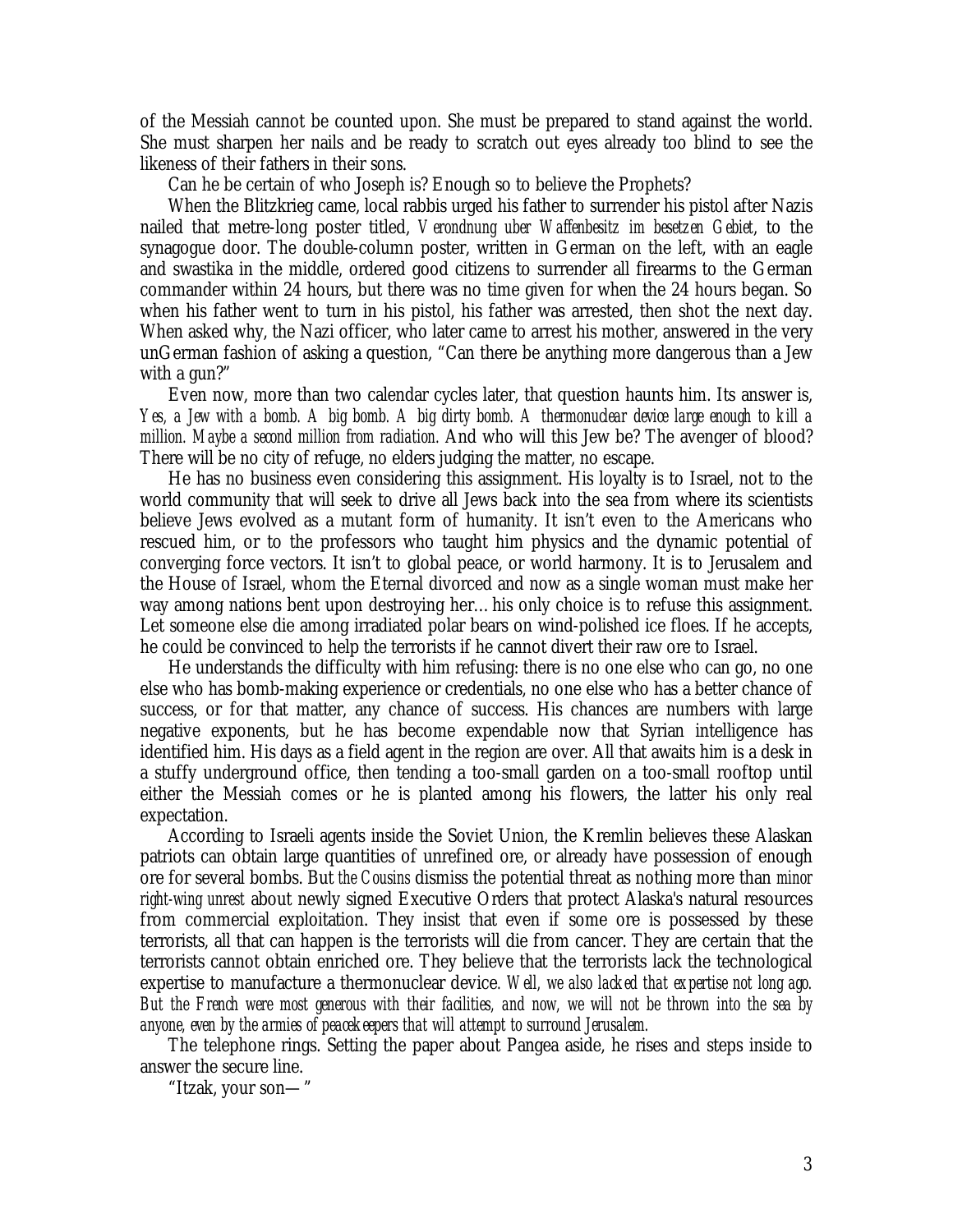of the Messiah cannot be counted upon. She must be prepared to stand against the world. She must sharpen her nails and be ready to scratch out eyes already too blind to see the likeness of their fathers in their sons.

Can he be certain of who Joseph is? Enough so to believe the Prophets?

When the Blitzkrieg came, local rabbis urged his father to surrender his pistol after Nazis nailed that metre-long poster titled, *Verondnung uber Waffenbesitz im besetzen Gebiet*, to the synagogue door. The double-column poster, written in German on the left, with an eagle and swastika in the middle, ordered good citizens to surrender all firearms to the German commander within 24 hours, but there was no time given for when the 24 hours began. So when his father went to turn in his pistol, his father was arrested, then shot the next day. When asked why, the Nazi officer, who later came to arrest his mother, answered in the very unGerman fashion of asking a question, "Can there be anything more dangerous than a Jew with a gun?"

Even now, more than two calendar cycles later, that question haunts him. Its answer is, *Yes, a Jew with a bomb. A big bomb. A big dirty bomb. A thermonuclear device large enough to kill a million. Maybe a second million from radiation.* And who will this Jew be? The avenger of blood? There will be no city of refuge, no elders judging the matter, no escape.

He has no business even considering this assignment. His loyalty is to Israel, not to the world community that will seek to drive all Jews back into the sea from where its scientists believe Jews evolved as a mutant form of humanity. It isn't even to the Americans who rescued him, or to the professors who taught him physics and the dynamic potential of converging force vectors. It isn't to global peace, or world harmony. It is to Jerusalem and the House of Israel, whom the Eternal divorced and now as a single woman must make her way among nations bent upon destroying her... his only choice is to refuse this assignment. Let someone else die among irradiated polar bears on wind-polished ice floes. If he accepts, he could be convinced to help the terrorists if he cannot divert their raw ore to Israel.

He understands the difficulty with him refusing: there is no one else who can go, no one else who has bomb-making experience or credentials, no one else who has a better chance of success, or for that matter, any chance of success. His chances are numbers with large negative exponents, but he has become expendable now that Syrian intelligence has identified him. His days as a field agent in the region are over. All that awaits him is a desk in a stuffy underground office, then tending a too-small garden on a too-small rooftop until either the Messiah comes or he is planted among his flowers, the latter his only real expectation.

According to Israeli agents inside the Soviet Union, the Kremlin believes these Alaskan patriots can obtain large quantities of unrefined ore, or already have possession of enough ore for several bombs. But *the Cousins* dismiss the potential threat as nothing more than *minor right-wing unrest* about newly signed Executive Orders that protect Alaska's natural resources from commercial exploitation. They insist that even if some ore is possessed by these terrorists, all that can happen is the terrorists will die from cancer. They are certain that the terrorists cannot obtain enriched ore. They believe that the terrorists lack the technological expertise to manufacture a thermonuclear device. *Well, we also lacked that expertise not long ago. But the French were most generous with their facilities, and now, we will not be thrown into the sea by anyone, even by the armies of peacekeepers that will attempt to surround Jerusalem.*

The telephone rings. Setting the paper about Pangea aside, he rises and steps inside to answer the secure line.

"Itzak, your son— "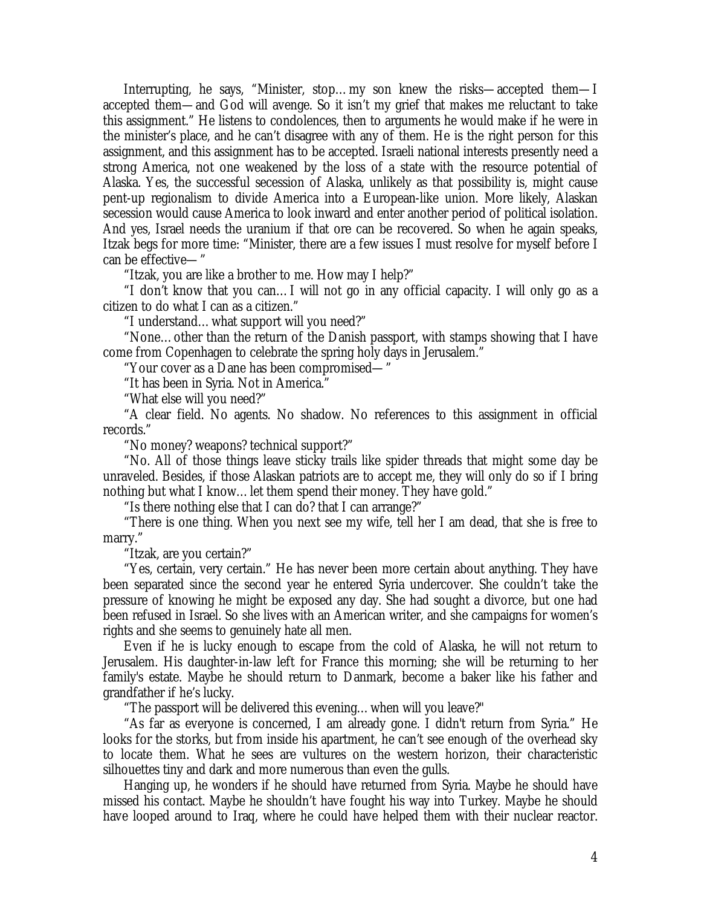Interrupting, he says, "Minister, stop…my son knew the risks—accepted them—I accepted them—and God will avenge. So it isn't my grief that makes me reluctant to take this assignment." He listens to condolences, then to arguments he would make if he were in the minister's place, and he can't disagree with any of them. He is the right person for this assignment, and this assignment has to be accepted. Israeli national interests presently need a strong America, not one weakened by the loss of a state with the resource potential of Alaska. Yes, the successful secession of Alaska, unlikely as that possibility is, might cause pent-up regionalism to divide America into a European-like union. More likely, Alaskan secession would cause America to look inward and enter another period of political isolation. And yes, Israel needs the uranium if that ore can be recovered. So when he again speaks, Itzak begs for more time: "Minister, there are a few issues I must resolve for myself before I can be effective— "

"Itzak, you are like a brother to me. How may I help?"

"I don't know that you can…I will not go in any official capacity. I will only go as a citizen to do what I can as a citizen."

"I understand…what support will you need?"

"None…other than the return of the Danish passport, with stamps showing that I have come from Copenhagen to celebrate the spring holy days in Jerusalem."

"Your cover as a Dane has been compromised— "

"It has been in Syria. Not in America."

"What else will you need?"

"A clear field. No agents. No shadow. No references to this assignment in official records."

"No money? weapons? technical support?"

"No. All of those things leave sticky trails like spider threads that might some day be unraveled. Besides, if those Alaskan patriots are to accept me, they will only do so if I bring nothing but what I know…let them spend their money. They have gold."

"Is there nothing else that I can do? that I can arrange?"

"There is one thing. When you next see my wife, tell her I am dead, that she is free to marry."

"Itzak, are you certain?"

"Yes, certain, very certain." He has never been more certain about anything. They have been separated since the second year he entered Syria undercover. She couldn't take the pressure of knowing he might be exposed any day. She had sought a divorce, but one had been refused in Israel. So she lives with an American writer, and she campaigns for women's rights and she seems to genuinely hate all men.

Even if he is lucky enough to escape from the cold of Alaska, he will not return to Jerusalem. His daughter-in-law left for France this morning; she will be returning to her family's estate. Maybe he should return to Danmark, become a baker like his father and grandfather if he's lucky.

"The passport will be delivered this evening…when will you leave?"

"As far as everyone is concerned, I am already gone. I didn't return from Syria." He looks for the storks, but from inside his apartment, he can't see enough of the overhead sky to locate them. What he sees are vultures on the western horizon, their characteristic silhouettes tiny and dark and more numerous than even the gulls.

Hanging up, he wonders if he should have returned from Syria. Maybe he should have missed his contact. Maybe he shouldn't have fought his way into Turkey. Maybe he should have looped around to Iraq, where he could have helped them with their nuclear reactor.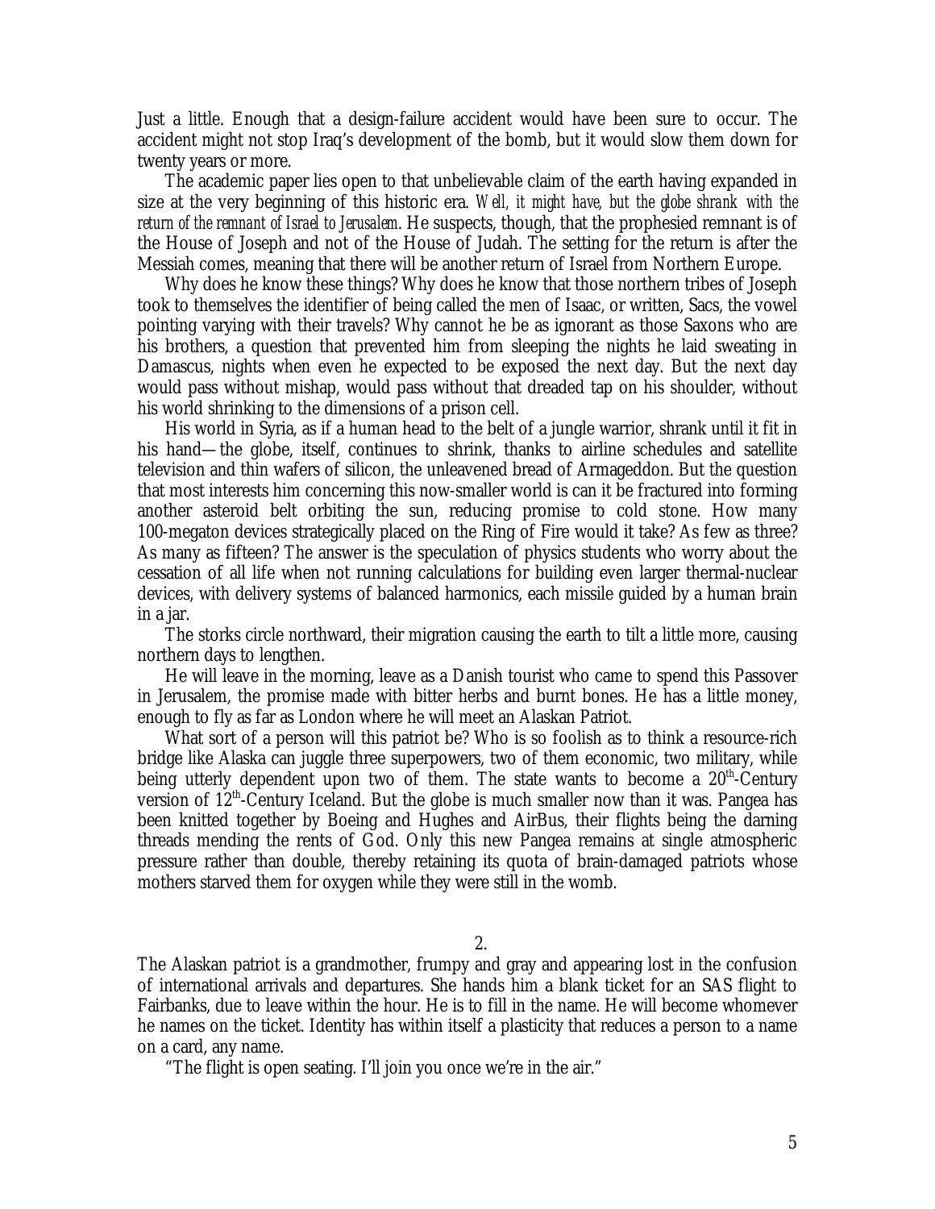Just a little. Enough that a design-failure accident would have been sure to occur. The accident might not stop Iraq's development of the bomb, but it would slow them down for twenty years or more.

The academic paper lies open to that unbelievable claim of the earth having expanded in size at the very beginning of this historic era. *Well, it might have, but the globe shrank with the return of the remnant of Israel to Jerusalem*. He suspects, though, that the prophesied remnant is of the House of Joseph and not of the House of Judah. The setting for the return is after the Messiah comes, meaning that there will be another return of Israel from Northern Europe.

Why does he know these things? Why does he know that those northern tribes of Joseph took to themselves the identifier of being called the men of Isaac, or written, Sacs, the vowel pointing varying with their travels? Why cannot he be as ignorant as those Saxons who are his brothers, a question that prevented him from sleeping the nights he laid sweating in Damascus, nights when even he expected to be exposed the next day. But the next day would pass without mishap, would pass without that dreaded tap on his shoulder, without his world shrinking to the dimensions of a prison cell.

His world in Syria, as if a human head to the belt of a jungle warrior, shrank until it fit in his hand—the globe, itself, continues to shrink, thanks to airline schedules and satellite television and thin wafers of silicon, the unleavened bread of Armageddon. But the question that most interests him concerning this now-smaller world is can it be fractured into forming another asteroid belt orbiting the sun, reducing promise to cold stone. How many 100-megaton devices strategically placed on the Ring of Fire would it take? As few as three? As many as fifteen? The answer is the speculation of physics students who worry about the cessation of all life when not running calculations for building even larger thermal-nuclear devices, with delivery systems of balanced harmonics, each missile guided by a human brain in a jar.

The storks circle northward, their migration causing the earth to tilt a little more, causing northern days to lengthen.

He will leave in the morning, leave as a Danish tourist who came to spend this Passover in Jerusalem, the promise made with bitter herbs and burnt bones. He has a little money, enough to fly as far as London where he will meet an Alaskan Patriot.

What sort of a person will this patriot be? Who is so foolish as to think a resource-rich bridge like Alaska can juggle three superpowers, two of them economic, two military, while being utterly dependent upon two of them. The state wants to become a 20th-Century version of 12th-Century Iceland. But the globe is much smaller now than it was. Pangea has been knitted together by Boeing and Hughes and AirBus, their flights being the darning threads mending the rents of God. Only this new Pangea remains at single atmospheric pressure rather than double, thereby retaining its quota of brain-damaged patriots whose mothers starved them for oxygen while they were still in the womb.

2.

The Alaskan patriot is a grandmother, frumpy and gray and appearing lost in the confusion of international arrivals and departures. She hands him a blank ticket for an SAS flight to Fairbanks, due to leave within the hour. He is to fill in the name. He will become whomever he names on the ticket. Identity has within itself a plasticity that reduces a person to a name on a card, any name.

"The flight is open seating. I'll join you once we're in the air."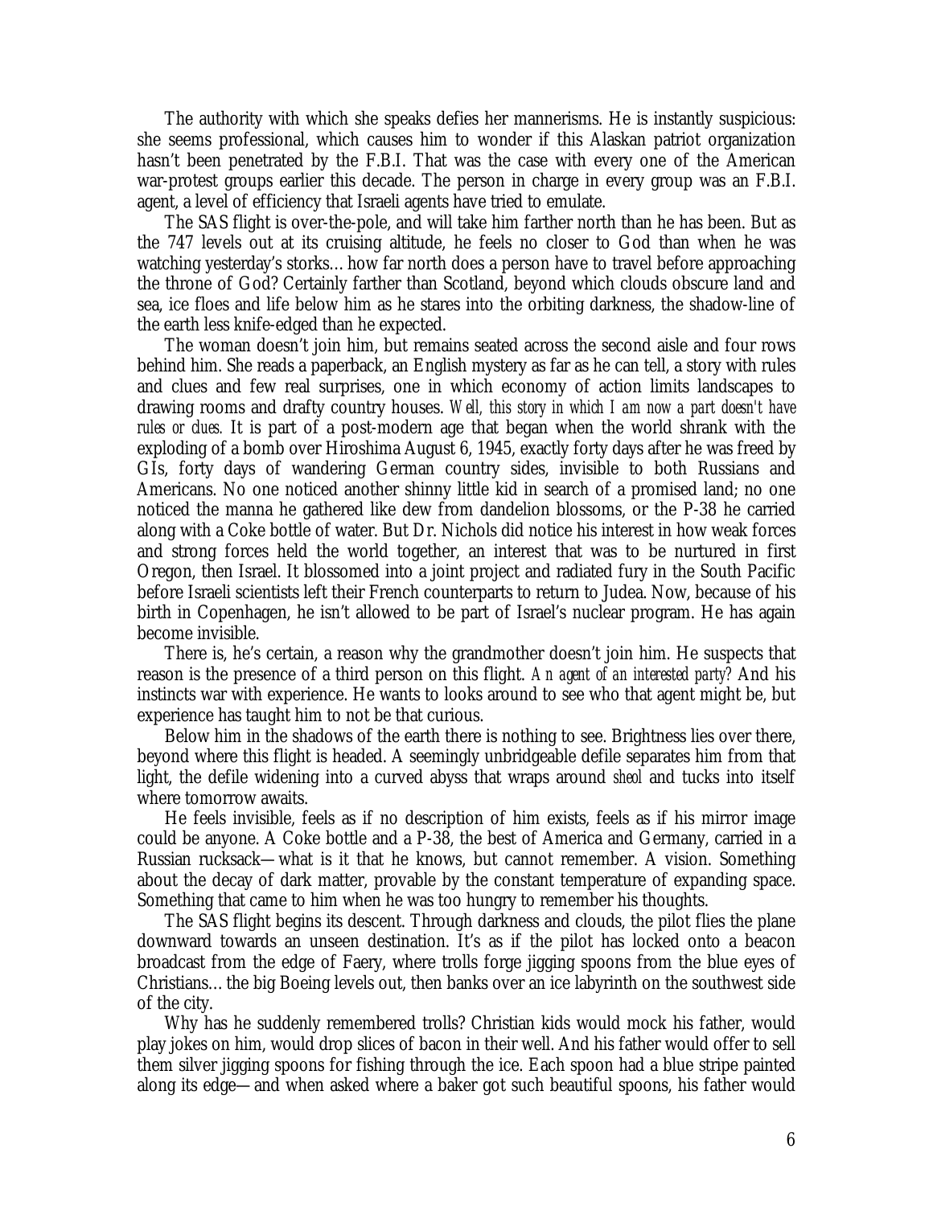The authority with which she speaks defies her mannerisms. He is instantly suspicious: she seems professional, which causes him to wonder if this Alaskan patriot organization hasn't been penetrated by the F.B.I. That was the case with every one of the American war-protest groups earlier this decade. The person in charge in every group was an F.B.I. agent, a level of efficiency that Israeli agents have tried to emulate.

The SAS flight is over-the-pole, and will take him farther north than he has been. But as the 747 levels out at its cruising altitude, he feels no closer to God than when he was watching yesterday's storks… how far north does a person have to travel before approaching the throne of God? Certainly farther than Scotland, beyond which clouds obscure land and sea, ice floes and life below him as he stares into the orbiting darkness, the shadow-line of the earth less knife-edged than he expected.

The woman doesn't join him, but remains seated across the second aisle and four rows behind him. She reads a paperback, an English mystery as far as he can tell, a story with rules and clues and few real surprises, one in which economy of action limits landscapes to drawing rooms and drafty country houses. *Well, this story in which I am now a part doesn't have rules or clues.* It is part of a post-modern age that began when the world shrank with the exploding of a bomb over Hiroshima August 6, 1945, exactly forty days after he was freed by GIs, forty days of wandering German country sides, invisible to both Russians and Americans. No one noticed another shinny little kid in search of a promised land; no one noticed the manna he gathered like dew from dandelion blossoms, or the P-38 he carried along with a Coke bottle of water. But Dr. Nichols did notice his interest in how weak forces and strong forces held the world together, an interest that was to be nurtured in first Oregon, then Israel. It blossomed into a joint project and radiated fury in the South Pacific before Israeli scientists left their French counterparts to return to Judea. Now, because of his birth in Copenhagen, he isn't allowed to be part of Israel's nuclear program. He has again become invisible.

There is, he's certain, a reason why the grandmother doesn't join him. He suspects that reason is the presence of a third person on this flight. *An agent of an interested party?* And his instincts war with experience. He wants to looks around to see who that agent might be, but experience has taught him to not be that curious.

Below him in the shadows of the earth there is nothing to see. Brightness lies over there, beyond where this flight is headed. A seemingly unbridgeable defile separates him from that light, the defile widening into a curved abyss that wraps around *sheol* and tucks into itself where tomorrow awaits.

He feels invisible, feels as if no description of him exists, feels as if his mirror image could be anyone. A Coke bottle and a P-38, the best of America and Germany, carried in a Russian rucksack—what is it that he knows, but cannot remember. A vision. Something about the decay of dark matter, provable by the constant temperature of expanding space. Something that came to him when he was too hungry to remember his thoughts.

The SAS flight begins its descent. Through darkness and clouds, the pilot flies the plane downward towards an unseen destination. It's as if the pilot has locked onto a beacon broadcast from the edge of Faery, where trolls forge jigging spoons from the blue eyes of Christians… the big Boeing levels out, then banks over an ice labyrinth on the southwest side of the city.

Why has he suddenly remembered trolls? Christian kids would mock his father, would play jokes on him, would drop slices of bacon in their well. And his father would offer to sell them silver jigging spoons for fishing through the ice. Each spoon had a blue stripe painted along its edge—and when asked where a baker got such beautiful spoons, his father would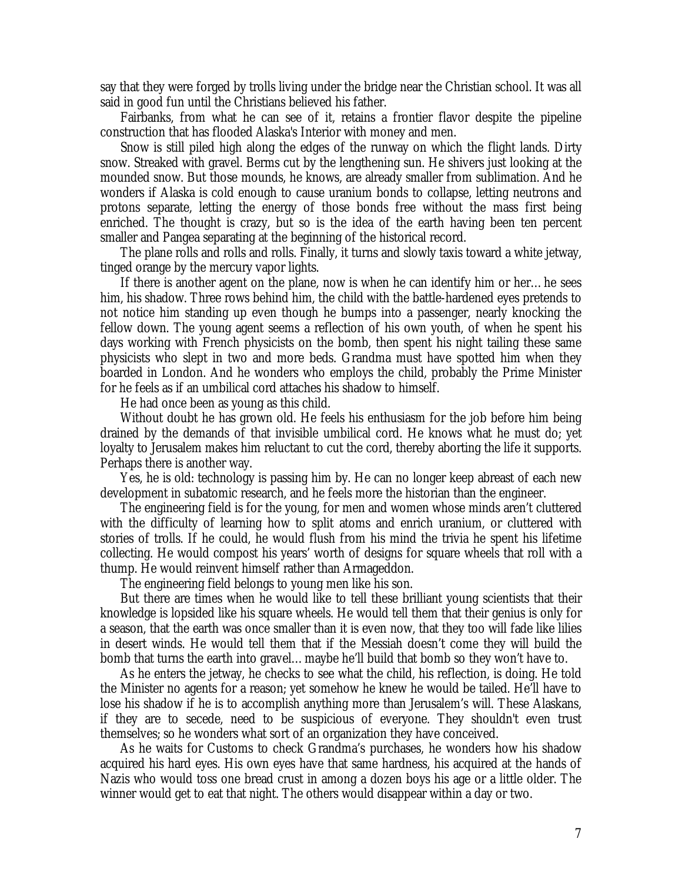say that they were forged by trolls living under the bridge near the Christian school. It was all said in good fun until the Christians believed his father.

Fairbanks, from what he can see of it, retains a frontier flavor despite the pipeline construction that has flooded Alaska's Interior with money and men.

Snow is still piled high along the edges of the runway on which the flight lands. Dirty snow. Streaked with gravel. Berms cut by the lengthening sun. He shivers just looking at the mounded snow. But those mounds, he knows, are already smaller from sublimation. And he wonders if Alaska is cold enough to cause uranium bonds to collapse, letting neutrons and protons separate, letting the energy of those bonds free without the mass first being enriched. The thought is crazy, but so is the idea of the earth having been ten percent smaller and Pangea separating at the beginning of the historical record.

The plane rolls and rolls and rolls. Finally, it turns and slowly taxis toward a white jetway, tinged orange by the mercury vapor lights.

If there is another agent on the plane, now is when he can identify him or her… he sees him, his shadow. Three rows behind him, the child with the battle-hardened eyes pretends to not notice him standing up even though he bumps into a passenger, nearly knocking the fellow down. The young agent seems a reflection of his own youth, of when he spent his days working with French physicists on the bomb, then spent his night tailing these same physicists who slept in two and more beds. Grandma must have spotted him when they boarded in London. And he wonders who employs the child, probably the Prime Minister for he feels as if an umbilical cord attaches his shadow to himself.

He had once been as young as this child.

Without doubt he has grown old. He feels his enthusiasm for the job before him being drained by the demands of that invisible umbilical cord. He knows what he must do; yet loyalty to Jerusalem makes him reluctant to cut the cord, thereby aborting the life it supports. Perhaps there is another way.

Yes, he is old: technology is passing him by. He can no longer keep abreast of each new development in subatomic research, and he feels more the historian than the engineer.

The engineering field is for the young, for men and women whose minds aren't cluttered with the difficulty of learning how to split atoms and enrich uranium, or cluttered with stories of trolls. If he could, he would flush from his mind the trivia he spent his lifetime collecting. He would compost his years' worth of designs for square wheels that roll with a thump. He would reinvent himself rather than Armageddon.

The engineering field belongs to young men like his son.

But there are times when he would like to tell these brilliant young scientists that their knowledge is lopsided like his square wheels. He would tell them that their genius is only for a season, that the earth was once smaller than it is even now, that they too will fade like lilies in desert winds. He would tell them that if the Messiah doesn't come they will build the bomb that turns the earth into gravel… maybe he'll build that bomb so they won't have to.

As he enters the jetway, he checks to see what the child, his reflection, is doing. He told the Minister no agents for a reason; yet somehow he knew he would be tailed. He'll have to lose his shadow if he is to accomplish anything more than Jerusalem's will. These Alaskans, if they are to secede, need to be suspicious of everyone. They shouldn't even trust themselves; so he wonders what sort of an organization they have conceived.

As he waits for Customs to check Grandma's purchases, he wonders how his shadow acquired his hard eyes. His own eyes have that same hardness, his acquired at the hands of Nazis who would toss one bread crust in among a dozen boys his age or a little older. The winner would get to eat that night. The others would disappear within a day or two.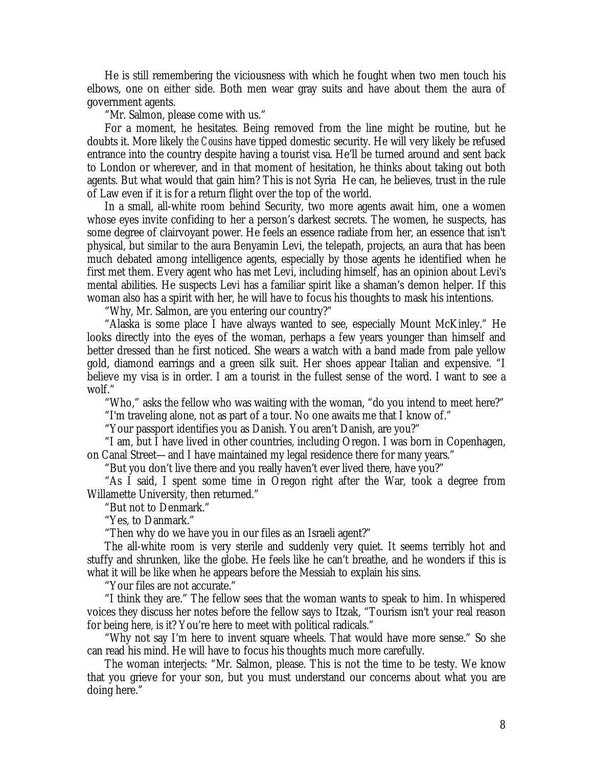He is still remembering the viciousness with which he fought when two men touch his elbows, one on either side. Both men wear gray suits and have about them the aura of government agents.

"Mr. Salmon, please come with us."

For a moment, he hesitates. Being removed from the line might be routine, but he doubts it. More likely *the Cousins* have tipped domestic security. He will very likely be refused entrance into the country despite having a tourist visa. He'll be turned around and sent back to London or wherever, and in that moment of hesitation, he thinks about taking out both agents. But what would that gain him? This is not Syria He can, he believes, trust in the rule of Law even if it is for a return flight over the top of the world.

In a small, all-white room behind Security, two more agents await him, one a women whose eyes invite confiding to her a person's darkest secrets. The women, he suspects, has some degree of clairvoyant power. He feels an essence radiate from her, an essence that isn't physical, but similar to the aura Benyamin Levi, the telepath, projects, an aura that has been much debated among intelligence agents, especially by those agents he identified when he first met them. Every agent who has met Levi, including himself, has an opinion about Levi's mental abilities. He suspects Levi has a familiar spirit like a shaman's demon helper. If this woman also has a spirit with her, he will have to focus his thoughts to mask his intentions.

"Why, Mr. Salmon, are you entering our country?"

"Alaska is some place I have always wanted to see, especially Mount McKinley." He looks directly into the eyes of the woman, perhaps a few years younger than himself and better dressed than he first noticed. She wears a watch with a band made from pale yellow gold, diamond earrings and a green silk suit. Her shoes appear Italian and expensive. "I believe my visa is in order. I am a tourist in the fullest sense of the word. I want to see a wolf."

"Who," asks the fellow who was waiting with the woman, "do you intend to meet here?"

"I'm traveling alone, not as part of a tour. No one awaits me that I know of."

"Your passport identifies you as Danish. You aren't Danish, are you?"

"I am, but I have lived in other countries, including Oregon. I was born in Copenhagen, on Canal Street—and I have maintained my legal residence there for many years."

"But you don't live there and you really haven't ever lived there, have you?"

"As I said, I spent some time in Oregon right after the War, took a degree from Willamette University, then returned."

"But not to Denmark."

"Yes, to Danmark."

"Then why do we have you in our files as an Israeli agent?"

The all-white room is very sterile and suddenly very quiet. It seems terribly hot and stuffy and shrunken, like the globe. He feels like he can't breathe, and he wonders if this is what it will be like when he appears before the Messiah to explain his sins.

"Your files are not accurate."

"I think they are." The fellow sees that the woman wants to speak to him. In whispered voices they discuss her notes before the fellow says to Itzak, "Tourism isn't your real reason for being here, is it? You're here to meet with political radicals."

"Why not say I'm here to invent square wheels. That would have more sense." So she can read his mind. He will have to focus his thoughts much more carefully.

The woman interjects: "Mr. Salmon, please. This is not the time to be testy. We know that you grieve for your son, but you must understand our concerns about what you are doing here."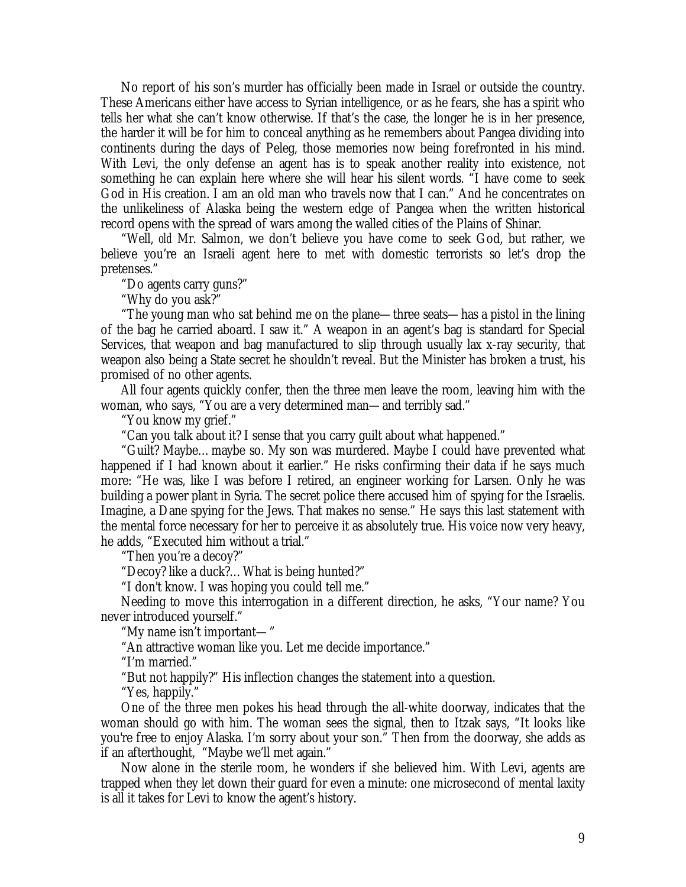No report of his son's murder has officially been made in Israel or outside the country. These Americans either have access to Syrian intelligence, or as he fears, she has a spirit who tells her what she can't know otherwise. If that's the case, the longer he is in her presence, the harder it will be for him to conceal anything as he remembers about Pangea dividing into continents during the days of Peleg, those memories now being forefronted in his mind. With Levi, the only defense an agent has is to speak another reality into existence, not something he can explain here where she will hear his silent words. "I have come to seek God in His creation. I am an old man who travels now that I can." And he concentrates on the unlikeliness of Alaska being the western edge of Pangea when the written historical record opens with the spread of wars among the walled cities of the Plains of Shinar.

"Well, *old* Mr. Salmon, we don't believe you have come to seek God, but rather, we believe you're an Israeli agent here to met with domestic terrorists so let's drop the pretenses."

"Do agents carry guns?"

"Why do you ask?"

"The young man who sat behind me on the plane—three seats—has a pistol in the lining of the bag he carried aboard. I saw it." A weapon in an agent's bag is standard for Special Services, that weapon and bag manufactured to slip through usually lax x-ray security, that weapon also being a State secret he shouldn't reveal. But the Minister has broken a trust, his promised of no other agents.

All four agents quickly confer, then the three men leave the room, leaving him with the woman, who says, "You are a very determined man—and terribly sad."

"You know my grief."

"Can you talk about it? I sense that you carry guilt about what happened."

"Guilt? Maybe… maybe so. My son was murdered. Maybe I could have prevented what happened if I had known about it earlier." He risks confirming their data if he says much more: "He was, like I was before I retired, an engineer working for Larsen. Only he was building a power plant in Syria. The secret police there accused him of spying for the Israelis. Imagine, a Dane spying for the Jews. That makes no sense." He says this last statement with the mental force necessary for her to perceive it as absolutely true. His voice now very heavy, he adds, "Executed him without a trial."

"Then you're a decoy?"

"Decoy? like a duck?… What is being hunted?"

"I don't know. I was hoping you could tell me."

Needing to move this interrogation in a different direction, he asks, "Your name? You never introduced yourself."

"My name isn't important— "

"An attractive woman like you. Let me decide importance."

"I'm married."

"But not happily?" His inflection changes the statement into a question.

"Yes, happily."

One of the three men pokes his head through the all-white doorway, indicates that the woman should go with him. The woman sees the signal, then to Itzak says, "It looks like you're free to enjoy Alaska. I'm sorry about your son." Then from the doorway, she adds as if an afterthought, "Maybe we'll met again."

Now alone in the sterile room, he wonders if she believed him. With Levi, agents are trapped when they let down their guard for even a minute: one microsecond of mental laxity is all it takes for Levi to know the agent's history.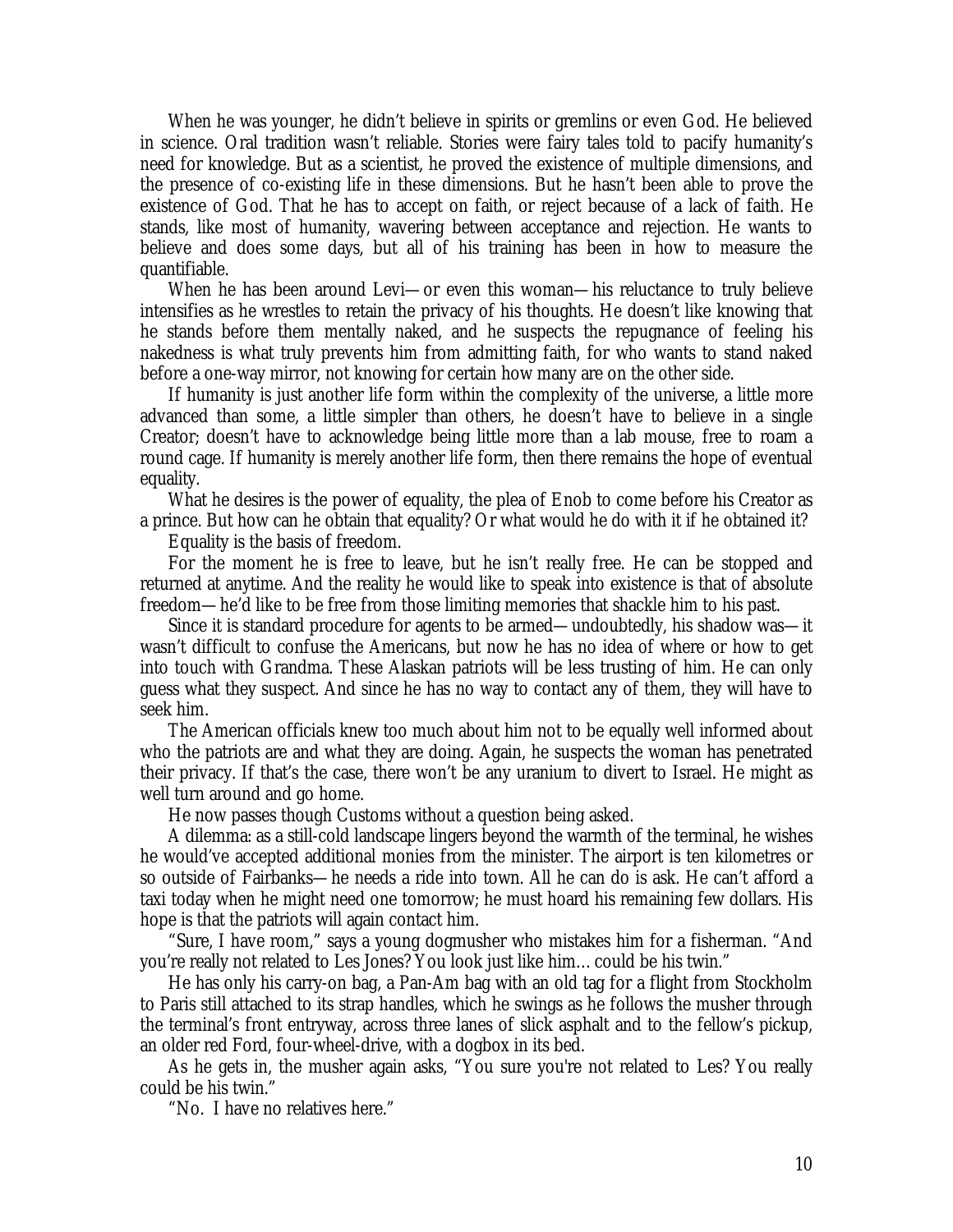When he was younger, he didn't believe in spirits or gremlins or even God. He believed in science. Oral tradition wasn't reliable. Stories were fairy tales told to pacify humanity's need for knowledge. But as a scientist, he proved the existence of multiple dimensions, and the presence of co-existing life in these dimensions. But he hasn't been able to prove the existence of God. That he has to accept on faith, or reject because of a lack of faith. He stands, like most of humanity, wavering between acceptance and rejection. He wants to believe and does some days, but all of his training has been in how to measure the quantifiable.

When he has been around Levi—or even this woman—his reluctance to truly believe intensifies as he wrestles to retain the privacy of his thoughts. He doesn't like knowing that he stands before them mentally naked, and he suspects the repugnance of feeling his nakedness is what truly prevents him from admitting faith, for who wants to stand naked before a one-way mirror, not knowing for certain how many are on the other side.

If humanity is just another life form within the complexity of the universe, a little more advanced than some, a little simpler than others, he doesn't have to believe in a single Creator; doesn't have to acknowledge being little more than a lab mouse, free to roam a round cage. If humanity is merely another life form, then there remains the hope of eventual equality.

What he desires is the power of equality, the plea of Enob to come before his Creator as a prince. But how can he obtain that equality? Or what would he do with it if he obtained it?

Equality is the basis of freedom.

For the moment he is free to leave, but he isn't really free. He can be stopped and returned at anytime. And the reality he would like to speak into existence is that of absolute freedom—he'd like to be free from those limiting memories that shackle him to his past.

Since it is standard procedure for agents to be armed—undoubtedly, his shadow was—it wasn't difficult to confuse the Americans, but now he has no idea of where or how to get into touch with Grandma. These Alaskan patriots will be less trusting of him. He can only guess what they suspect. And since he has no way to contact any of them, they will have to seek him.

The American officials knew too much about him not to be equally well informed about who the patriots are and what they are doing. Again, he suspects the woman has penetrated their privacy. If that's the case, there won't be any uranium to divert to Israel. He might as well turn around and go home.

He now passes though Customs without a question being asked.

A dilemma: as a still-cold landscape lingers beyond the warmth of the terminal, he wishes he would've accepted additional monies from the minister. The airport is ten kilometres or so outside of Fairbanks—he needs a ride into town. All he can do is ask. He can't afford a taxi today when he might need one tomorrow; he must hoard his remaining few dollars. His hope is that the patriots will again contact him.

"Sure, I have room," says a young dogmusher who mistakes him for a fisherman. "And you're really not related to Les Jones? You look just like him… could be his twin."

He has only his carry-on bag, a Pan-Am bag with an old tag for a flight from Stockholm to Paris still attached to its strap handles, which he swings as he follows the musher through the terminal's front entryway, across three lanes of slick asphalt and to the fellow's pickup, an older red Ford, four-wheel-drive, with a dogbox in its bed.

As he gets in, the musher again asks, "You sure you're not related to Les? You really could be his twin."

"No. I have no relatives here."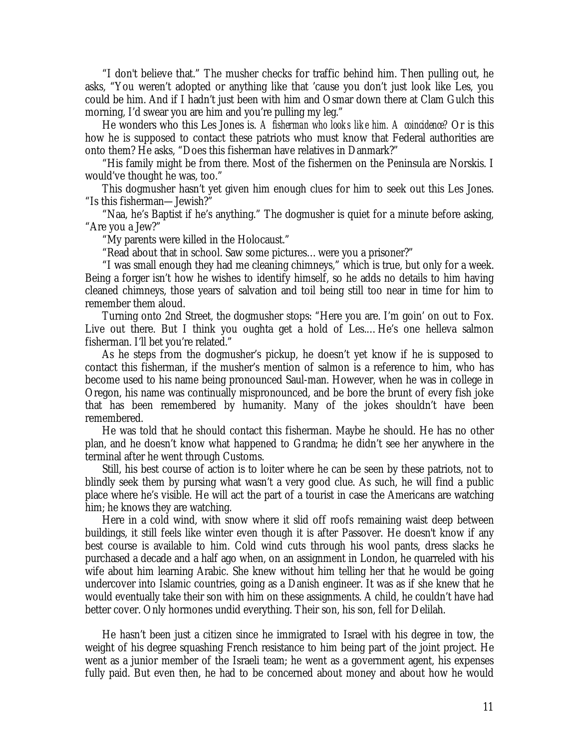"I don't believe that." The musher checks for traffic behind him. Then pulling out, he asks, "You weren't adopted or anything like that 'cause you don't just look like Les, you could be him. And if I hadn't just been with him and Osmar down there at Clam Gulch this morning, I'd swear you are him and you're pulling my leg."

He wonders who this Les Jones is. *A fisherman who looks like him. A coincidence?* Or is this how he is supposed to contact these patriots who must know that Federal authorities are onto them? He asks, "Does this fisherman have relatives in Danmark?"

"His family might be from there. Most of the fishermen on the Peninsula are Norskis. I would've thought he was, too."

This dogmusher hasn't yet given him enough clues for him to seek out this Les Jones. "Is this fisherman—Jewish?"

"Naa, he's Baptist if he's anything." The dogmusher is quiet for a minute before asking, "Are you a Jew?"

"My parents were killed in the Holocaust."

"Read about that in school. Saw some pictures… were you a prisoner?"

"I was small enough they had me cleaning chimneys," which is true, but only for a week. Being a forger isn't how he wishes to identify himself, so he adds no details to him having cleaned chimneys, those years of salvation and toil being still too near in time for him to remember them aloud.

Turning onto 2nd Street, the dogmusher stops: "Here you are. I'm goin' on out to Fox. Live out there. But I think you oughta get a hold of Les.… He's one helleva salmon fisherman. I'll bet you're related."

As he steps from the dogmusher's pickup, he doesn't yet know if he is supposed to contact this fisherman, if the musher's mention of salmon is a reference to him, who has become used to his name being pronounced Saul-man. However, when he was in college in Oregon, his name was continually mispronounced, and be bore the brunt of every fish joke that has been remembered by humanity. Many of the jokes shouldn't have been remembered.

He was told that he should contact this fisherman. Maybe he should. He has no other plan, and he doesn't know what happened to Grandma; he didn't see her anywhere in the terminal after he went through Customs.

Still, his best course of action is to loiter where he can be seen by these patriots, not to blindly seek them by pursing what wasn't a very good clue. As such, he will find a public place where he's visible. He will act the part of a tourist in case the Americans are watching him; he knows they are watching.

Here in a cold wind, with snow where it slid off roofs remaining waist deep between buildings, it still feels like winter even though it is after Passover. He doesn't know if any best course is available to him. Cold wind cuts through his wool pants, dress slacks he purchased a decade and a half ago when, on an assignment in London, he quarreled with his wife about him learning Arabic. She knew without him telling her that he would be going undercover into Islamic countries, going as a Danish engineer. It was as if she knew that he would eventually take their son with him on these assignments. A child, he couldn't have had better cover. Only hormones undid everything. Their son, his son, fell for Delilah.

He hasn't been just a citizen since he immigrated to Israel with his degree in tow, the weight of his degree squashing French resistance to him being part of the joint project. He went as a junior member of the Israeli team; he went as a government agent, his expenses fully paid. But even then, he had to be concerned about money and about how he would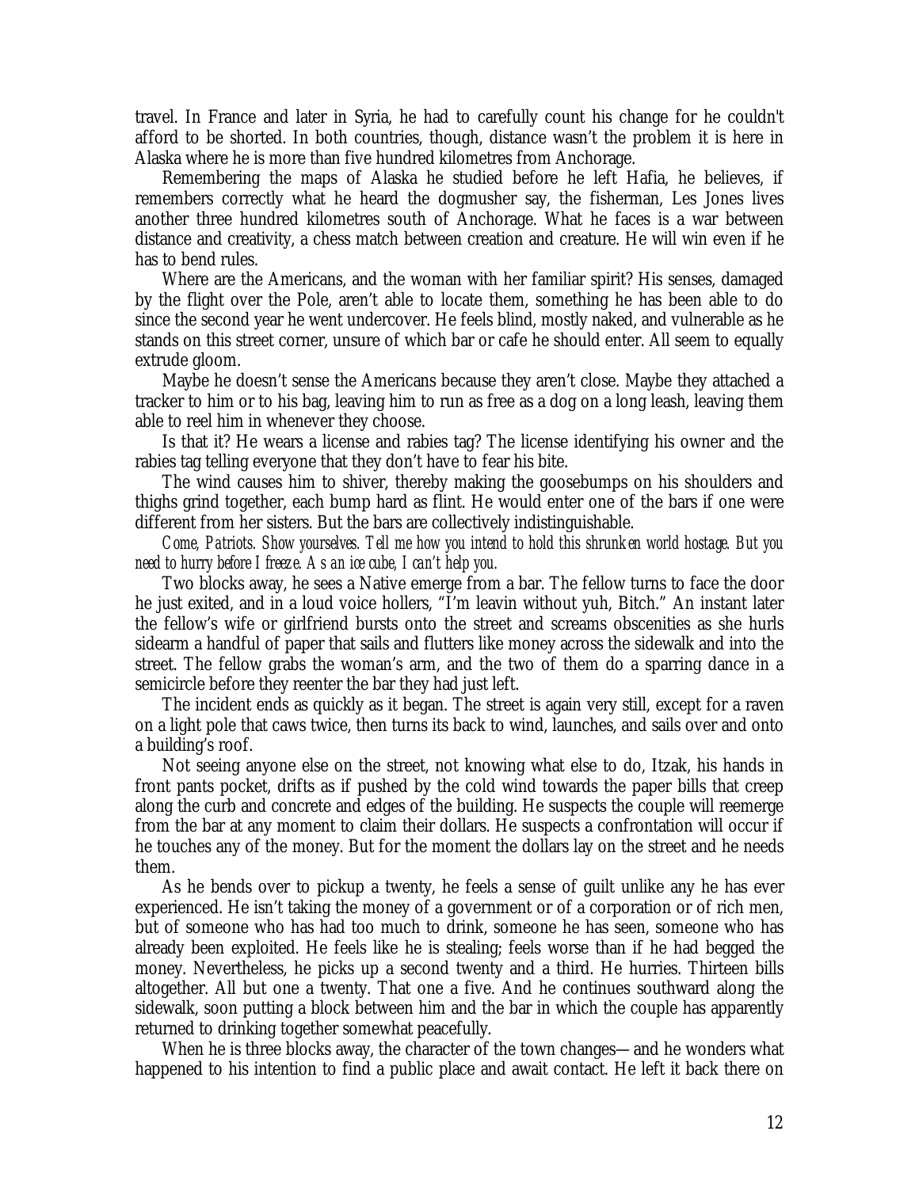travel. In France and later in Syria, he had to carefully count his change for he couldn't afford to be shorted. In both countries, though, distance wasn't the problem it is here in Alaska where he is more than five hundred kilometres from Anchorage.

Remembering the maps of Alaska he studied before he left Hafia, he believes, if remembers correctly what he heard the dogmusher say, the fisherman, Les Jones lives another three hundred kilometres south of Anchorage. What he faces is a war between distance and creativity, a chess match between creation and creature. He will win even if he has to bend rules.

Where are the Americans, and the woman with her familiar spirit? His senses, damaged by the flight over the Pole, aren't able to locate them, something he has been able to do since the second year he went undercover. He feels blind, mostly naked, and vulnerable as he stands on this street corner, unsure of which bar or cafe he should enter. All seem to equally extrude gloom.

Maybe he doesn't sense the Americans because they aren't close. Maybe they attached a tracker to him or to his bag, leaving him to run as free as a dog on a long leash, leaving them able to reel him in whenever they choose.

Is that it? He wears a license and rabies tag? The license identifying his owner and the rabies tag telling everyone that they don't have to fear his bite.

The wind causes him to shiver, thereby making the goosebumps on his shoulders and thighs grind together, each bump hard as flint. He would enter one of the bars if one were different from her sisters. But the bars are collectively indistinguishable.

*Come, Patriots. Show yourselves. Tell me how you intend to hold this shrunken world hostage. But you need to hurry before I freeze. As an ice cube, I can't help you.*

Two blocks away, he sees a Native emerge from a bar. The fellow turns to face the door he just exited, and in a loud voice hollers, "I'm leavin without yuh, Bitch." An instant later the fellow's wife or girlfriend bursts onto the street and screams obscenities as she hurls sidearm a handful of paper that sails and flutters like money across the sidewalk and into the street. The fellow grabs the woman's arm, and the two of them do a sparring dance in a semicircle before they reenter the bar they had just left.

The incident ends as quickly as it began. The street is again very still, except for a raven on a light pole that caws twice, then turns its back to wind, launches, and sails over and onto a building's roof.

Not seeing anyone else on the street, not knowing what else to do, Itzak, his hands in front pants pocket, drifts as if pushed by the cold wind towards the paper bills that creep along the curb and concrete and edges of the building. He suspects the couple will reemerge from the bar at any moment to claim their dollars. He suspects a confrontation will occur if he touches any of the money. But for the moment the dollars lay on the street and he needs them.

As he bends over to pickup a twenty, he feels a sense of guilt unlike any he has ever experienced. He isn't taking the money of a government or of a corporation or of rich men, but of someone who has had too much to drink, someone he has seen, someone who has already been exploited. He feels like he is stealing; feels worse than if he had begged the money. Nevertheless, he picks up a second twenty and a third. He hurries. Thirteen bills altogether. All but one a twenty. That one a five. And he continues southward along the sidewalk, soon putting a block between him and the bar in which the couple has apparently returned to drinking together somewhat peacefully.

When he is three blocks away, the character of the town changes—and he wonders what happened to his intention to find a public place and await contact. He left it back there on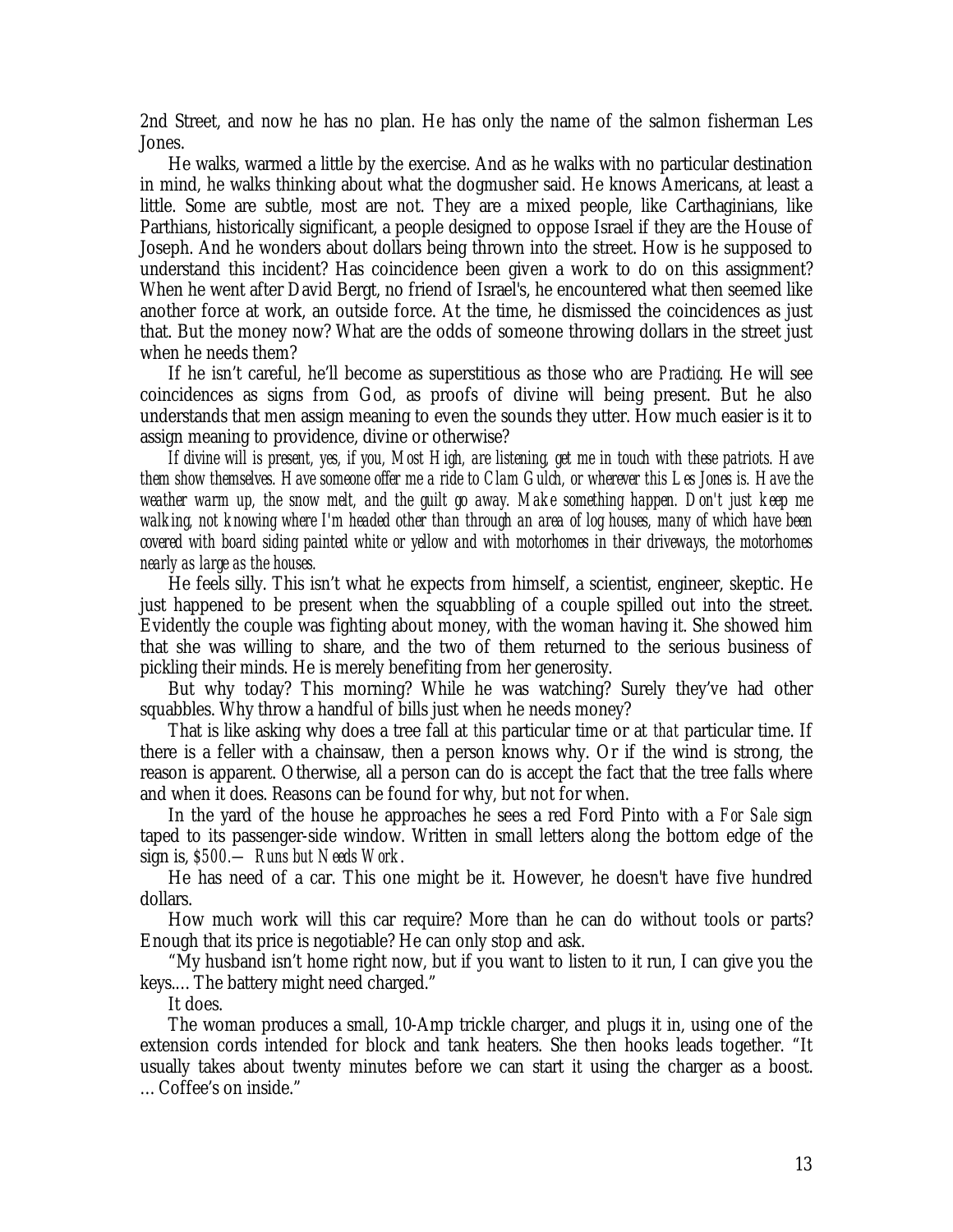2nd Street, and now he has no plan. He has only the name of the salmon fisherman Les Jones.

He walks, warmed a little by the exercise. And as he walks with no particular destination in mind, he walks thinking about what the dogmusher said. He knows Americans, at least a little. Some are subtle, most are not. They are a mixed people, like Carthaginians, like Parthians, historically significant, a people designed to oppose Israel if they are the House of Joseph. And he wonders about dollars being thrown into the street. How is he supposed to understand this incident? Has coincidence been given a work to do on this assignment? When he went after David Bergt, no friend of Israel's, he encountered what then seemed like another force at work, an outside force. At the time, he dismissed the coincidences as just that. But the money now? What are the odds of someone throwing dollars in the street just when he needs them?

If he isn't careful, he'll become as superstitious as those who are *Practicing*. He will see coincidences as signs from God, as proofs of divine will being present. But he also understands that men assign meaning to even the sounds they utter. How much easier is it to assign meaning to providence, divine or otherwise?

*If divine will is present, yes, if you, Most High, are listening, get me in touch with these patriots. Have them show themselves. Have someone offer me a ride to Clam Gulch, or wherever this Les Jones is. Have the weather warm up, the snow melt, and the guilt go away. Make something happen. Don't just keep me walking, not knowing where I'm headed other than through an area of log houses, many of which have been covered with board siding painted white or yellow and with motorhomes in their driveways, the motorhomes nearly as large as the houses.*

He feels silly. This isn't what he expects from himself, a scientist, engineer, skeptic. He just happened to be present when the squabbling of a couple spilled out into the street. Evidently the couple was fighting about money, with the woman having it. She showed him that she was willing to share, and the two of them returned to the serious business of pickling their minds. He is merely benefiting from her generosity.

But why today? This morning? While he was watching? Surely they've had other squabbles. Why throw a handful of bills just when he needs money?

That is like asking why does a tree fall at *this* particular time or at *that* particular time. If there is a feller with a chainsaw, then a person knows why. Or if the wind is strong, the reason is apparent. Otherwise, all a person can do is accept the fact that the tree falls where and when it does. Reasons can be found for why, but not for when.

In the yard of the house he approaches he sees a red Ford Pinto with a *For Sale* sign taped to its passenger-side window. Written in small letters along the bottom edge of the sign is, *$500.— Runs but Needs Work*.

He has need of a car. This one might be it. However, he doesn't have five hundred dollars.

How much work will this car require? More than he can do without tools or parts? Enough that its price is negotiable? He can only stop and ask.

"My husband isn't home right now, but if you want to listen to it run, I can give you the keys.... The battery might need charged."

It does.

The woman produces a small, 10-Amp trickle charger, and plugs it in, using one of the extension cords intended for block and tank heaters. She then hooks leads together. "It usually takes about twenty minutes before we can start it using the charger as a boost. ... Coffee's on inside."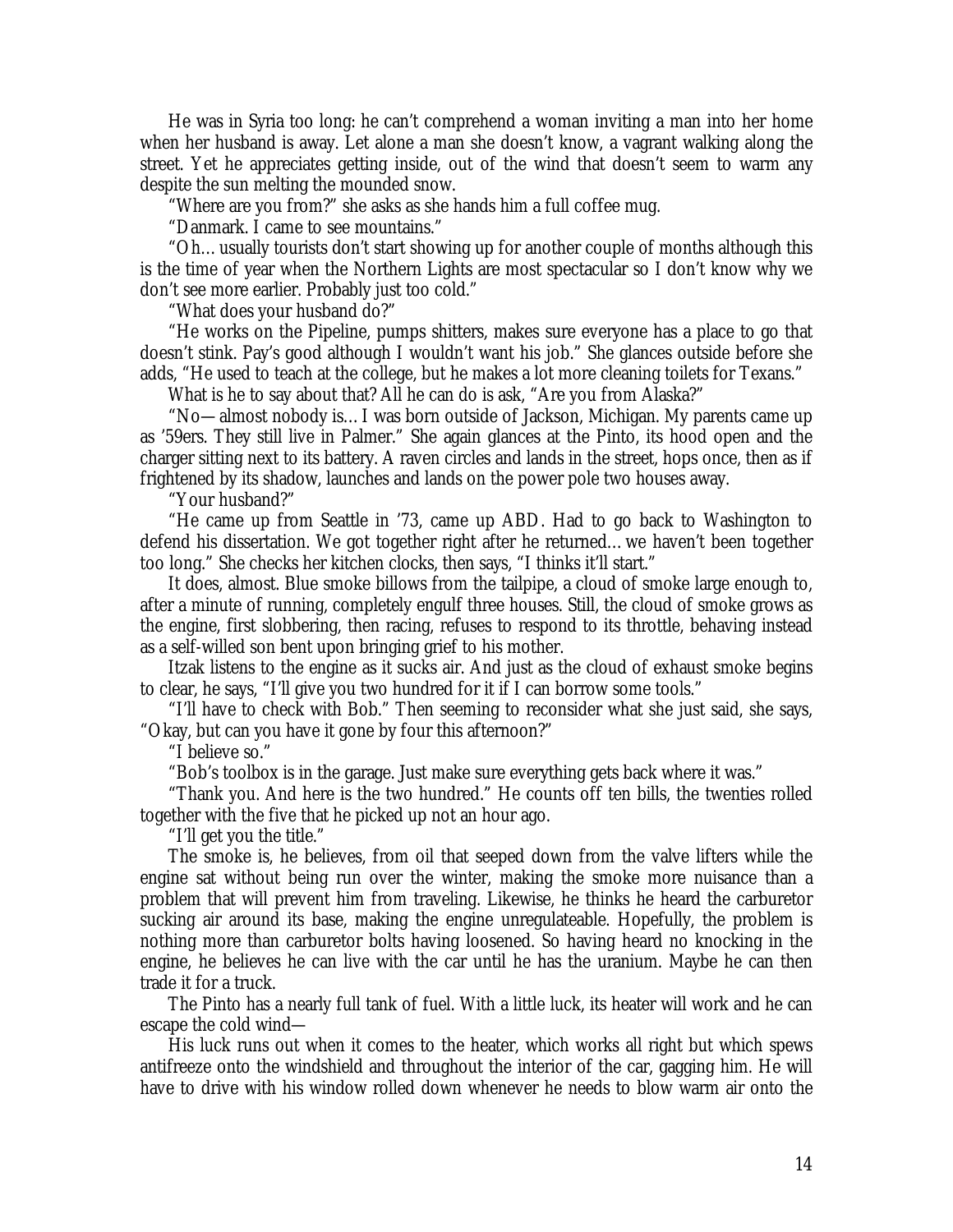He was in Syria too long: he can't comprehend a woman inviting a man into her home when her husband is away. Let alone a man she doesn't know, a vagrant walking along the street. Yet he appreciates getting inside, out of the wind that doesn't seem to warm any despite the sun melting the mounded snow.

"Where are you from?" she asks as she hands him a full coffee mug.

"Danmark. I came to see mountains."

"Oh… usually tourists don't start showing up for another couple of months although this is the time of year when the Northern Lights are most spectacular so I don't know why we don't see more earlier. Probably just too cold."

"What does your husband do?"

"He works on the Pipeline, pumps shitters, makes sure everyone has a place to go that doesn't stink. Pay's good although I wouldn't want his job." She glances outside before she adds, "He used to teach at the college, but he makes a lot more cleaning toilets for Texans."

What is he to say about that? All he can do is ask, "Are you from Alaska?"

"No—almost nobody is… I was born outside of Jackson, Michigan. My parents came up as '59ers. They still live in Palmer." She again glances at the Pinto, its hood open and the charger sitting next to its battery. A raven circles and lands in the street, hops once, then as if frightened by its shadow, launches and lands on the power pole two houses away.

"Your husband?"

"He came up from Seattle in '73, came up ABD. Had to go back to Washington to defend his dissertation. We got together right after he returned… we haven't been together too long." She checks her kitchen clocks, then says, "I thinks it'll start."

It does, almost. Blue smoke billows from the tailpipe, a cloud of smoke large enough to, after a minute of running, completely engulf three houses. Still, the cloud of smoke grows as the engine, first slobbering, then racing, refuses to respond to its throttle, behaving instead as a self-willed son bent upon bringing grief to his mother.

Itzak listens to the engine as it sucks air. And just as the cloud of exhaust smoke begins to clear, he says, "I'll give you two hundred for it if I can borrow some tools."

"I'll have to check with Bob." Then seeming to reconsider what she just said, she says, "Okay, but can you have it gone by four this afternoon?"

"I believe so."

"Bob's toolbox is in the garage. Just make sure everything gets back where it was."

"Thank you. And here is the two hundred." He counts off ten bills, the twenties rolled together with the five that he picked up not an hour ago.

"I'll get you the title."

The smoke is, he believes, from oil that seeped down from the valve lifters while the engine sat without being run over the winter, making the smoke more nuisance than a problem that will prevent him from traveling. Likewise, he thinks he heard the carburetor sucking air around its base, making the engine unregulateable. Hopefully, the problem is nothing more than carburetor bolts having loosened. So having heard no knocking in the engine, he believes he can live with the car until he has the uranium. Maybe he can then trade it for a truck.

The Pinto has a nearly full tank of fuel. With a little luck, its heater will work and he can escape the cold wind—

His luck runs out when it comes to the heater, which works all right but which spews antifreeze onto the windshield and throughout the interior of the car, gagging him. He will have to drive with his window rolled down whenever he needs to blow warm air onto the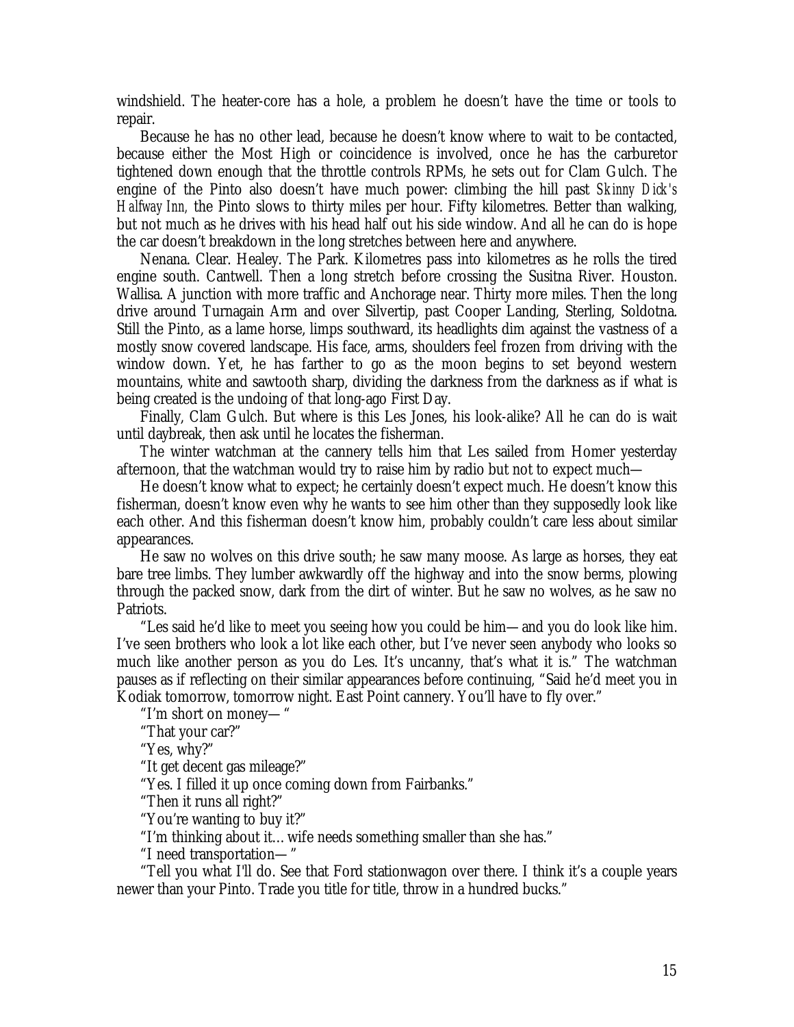windshield. The heater-core has a hole, a problem he doesn't have the time or tools to repair.

Because he has no other lead, because he doesn't know where to wait to be contacted, because either the Most High or coincidence is involved, once he has the carburetor tightened down enough that the throttle controls RPMs, he sets out for Clam Gulch. The engine of the Pinto also doesn't have much power: climbing the hill past *Skinny Dick's Halfway Inn,* the Pinto slows to thirty miles per hour. Fifty kilometres. Better than walking, but not much as he drives with his head half out his side window. And all he can do is hope the car doesn't breakdown in the long stretches between here and anywhere.

Nenana. Clear. Healey. The Park. Kilometres pass into kilometres as he rolls the tired engine south. Cantwell. Then a long stretch before crossing the Susitna River. Houston. Wallisa. A junction with more traffic and Anchorage near. Thirty more miles. Then the long drive around Turnagain Arm and over Silvertip, past Cooper Landing, Sterling, Soldotna. Still the Pinto, as a lame horse, limps southward, its headlights dim against the vastness of a mostly snow covered landscape. His face, arms, shoulders feel frozen from driving with the window down. Yet, he has farther to go as the moon begins to set beyond western mountains, white and sawtooth sharp, dividing the darkness from the darkness as if what is being created is the undoing of that long-ago First Day.

Finally, Clam Gulch. But where is this Les Jones, his look-alike? All he can do is wait until daybreak, then ask until he locates the fisherman.

The winter watchman at the cannery tells him that Les sailed from Homer yesterday afternoon, that the watchman would try to raise him by radio but not to expect much—

He doesn't know what to expect; he certainly doesn't expect much. He doesn't know this fisherman, doesn't know even why he wants to see him other than they supposedly look like each other. And this fisherman doesn't know him, probably couldn't care less about similar appearances.

He saw no wolves on this drive south; he saw many moose. As large as horses, they eat bare tree limbs. They lumber awkwardly off the highway and into the snow berms, plowing through the packed snow, dark from the dirt of winter. But he saw no wolves, as he saw no Patriots.

"Les said he'd like to meet you seeing how you could be him—and you do look like him. I've seen brothers who look a lot like each other, but I've never seen anybody who looks so much like another person as you do Les. It's uncanny, that's what it is." The watchman pauses as if reflecting on their similar appearances before continuing, "Said he'd meet you in Kodiak tomorrow, tomorrow night. East Point cannery. You'll have to fly over."

"I'm short on money— "

"That your car?"

"Yes, why?"

"It get decent gas mileage?"

"Yes. I filled it up once coming down from Fairbanks."

"Then it runs all right?"

"You're wanting to buy it?"

"I'm thinking about it… wife needs something smaller than she has."

"I need transportation— "

"Tell you what I'll do. See that Ford stationwagon over there. I think it's a couple years newer than your Pinto. Trade you title for title, throw in a hundred bucks."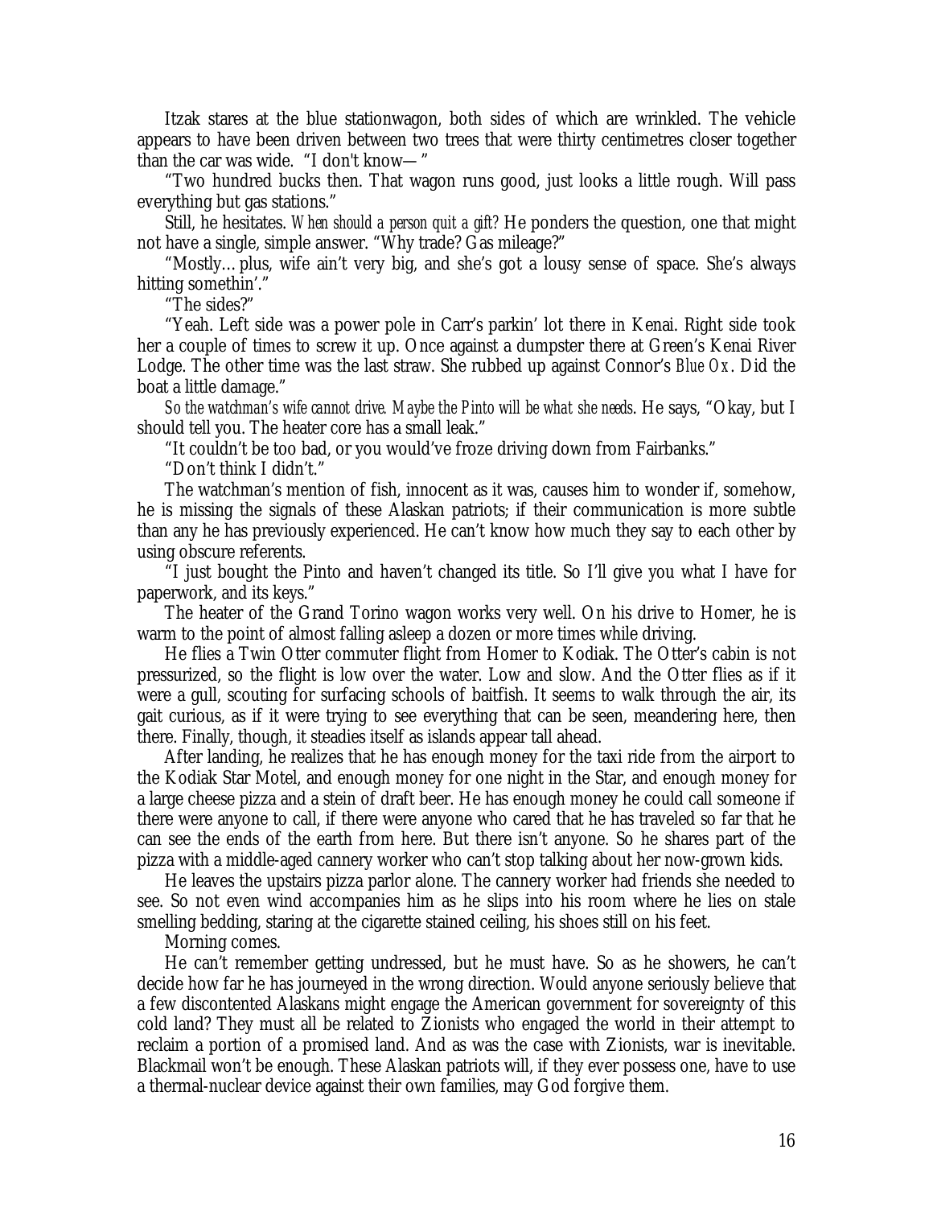Itzak stares at the blue stationwagon, both sides of which are wrinkled. The vehicle appears to have been driven between two trees that were thirty centimetres closer together than the car was wide. "I don't know— "

"Two hundred bucks then. That wagon runs good, just looks a little rough. Will pass everything but gas stations."

Still, he hesitates. *When should a person quit a gift?* He ponders the question, one that might not have a single, simple answer. "Why trade? Gas mileage?"

"Mostly… plus, wife ain't very big, and she's got a lousy sense of space. She's always hitting somethin'."

"The sides?"

"Yeah. Left side was a power pole in Carr's parkin' lot there in Kenai. Right side took her a couple of times to screw it up. Once against a dumpster there at Green's Kenai River Lodge. The other time was the last straw. She rubbed up against Connor's *Blue Ox*. Did the boat a little damage."

*So the watchman's wife cannot drive. Maybe the Pinto will be what she needs*. He says, "Okay, but I should tell you. The heater core has a small leak."

"It couldn't be too bad, or you would've froze driving down from Fairbanks."

"Don't think I didn't."

The watchman's mention of fish, innocent as it was, causes him to wonder if, somehow, he is missing the signals of these Alaskan patriots; if their communication is more subtle than any he has previously experienced. He can't know how much they say to each other by using obscure referents.

"I just bought the Pinto and haven't changed its title. So I'll give you what I have for paperwork, and its keys."

The heater of the Grand Torino wagon works very well. On his drive to Homer, he is warm to the point of almost falling asleep a dozen or more times while driving.

He flies a Twin Otter commuter flight from Homer to Kodiak. The Otter's cabin is not pressurized, so the flight is low over the water. Low and slow. And the Otter flies as if it were a gull, scouting for surfacing schools of baitfish. It seems to walk through the air, its gait curious, as if it were trying to see everything that can be seen, meandering here, then there. Finally, though, it steadies itself as islands appear tall ahead.

After landing, he realizes that he has enough money for the taxi ride from the airport to the Kodiak Star Motel, and enough money for one night in the Star, and enough money for a large cheese pizza and a stein of draft beer. He has enough money he could call someone if there were anyone to call, if there were anyone who cared that he has traveled so far that he can see the ends of the earth from here. But there isn't anyone. So he shares part of the pizza with a middle-aged cannery worker who can't stop talking about her now-grown kids.

He leaves the upstairs pizza parlor alone. The cannery worker had friends she needed to see. So not even wind accompanies him as he slips into his room where he lies on stale smelling bedding, staring at the cigarette stained ceiling, his shoes still on his feet.

Morning comes.

He can't remember getting undressed, but he must have. So as he showers, he can't decide how far he has journeyed in the wrong direction. Would anyone seriously believe that a few discontented Alaskans might engage the American government for sovereignty of this cold land? They must all be related to Zionists who engaged the world in their attempt to reclaim a portion of a promised land. And as was the case with Zionists, war is inevitable. Blackmail won't be enough. These Alaskan patriots will, if they ever possess one, have to use a thermal-nuclear device against their own families, may God forgive them.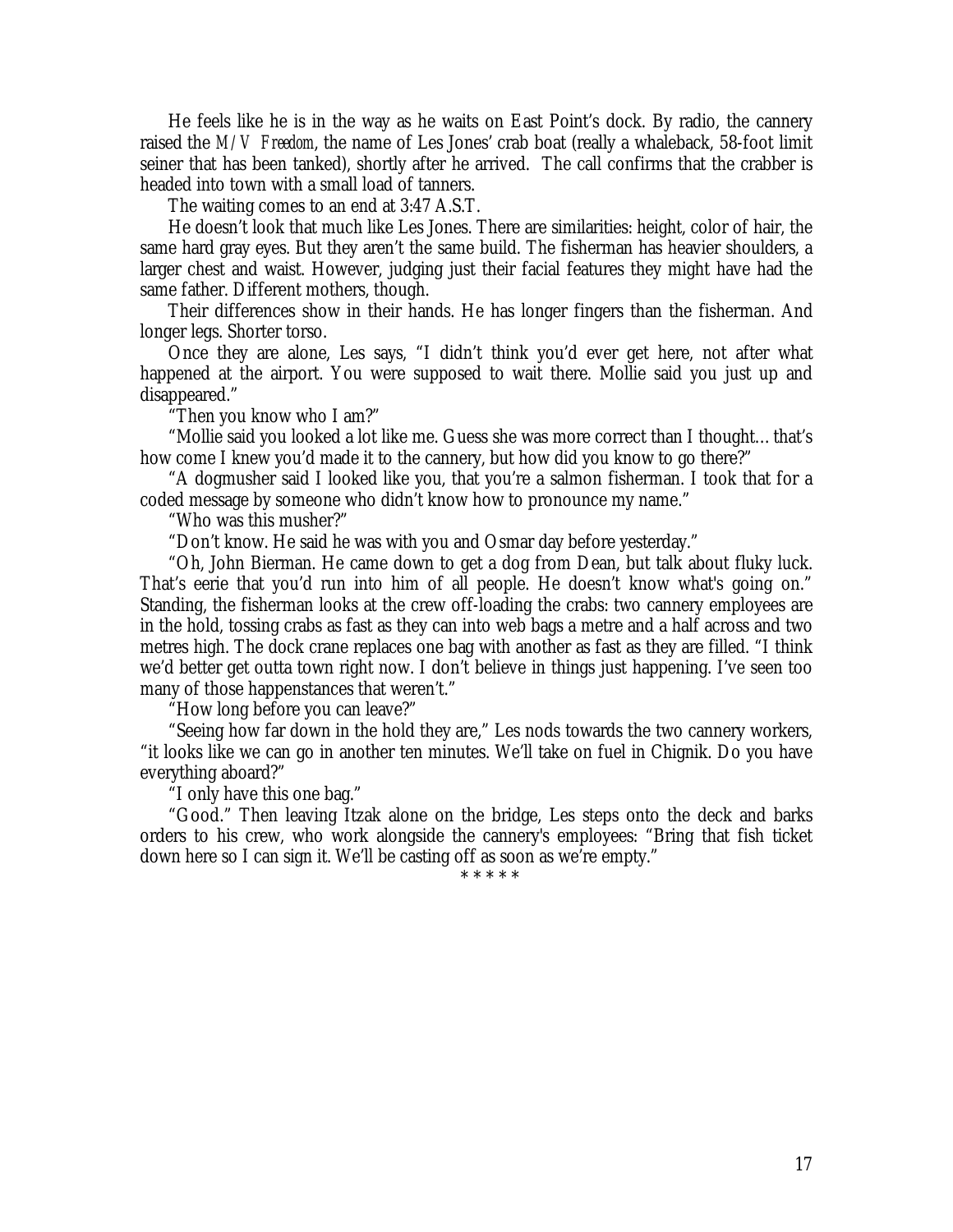He feels like he is in the way as he waits on East Point's dock. By radio, the cannery raised the *M/V Freedom*, the name of Les Jones' crab boat (really a whaleback, 58-foot limit seiner that has been tanked), shortly after he arrived. The call confirms that the crabber is headed into town with a small load of tanners.

The waiting comes to an end at 3:47 A.S.T.

He doesn't look that much like Les Jones. There are similarities: height, color of hair, the same hard gray eyes. But they aren't the same build. The fisherman has heavier shoulders, a larger chest and waist. However, judging just their facial features they might have had the same father. Different mothers, though.

Their differences show in their hands. He has longer fingers than the fisherman. And longer legs. Shorter torso.

Once they are alone, Les says, "I didn't think you'd ever get here, not after what happened at the airport. You were supposed to wait there. Mollie said you just up and disappeared."

"Then you know who I am?"

"Mollie said you looked a lot like me. Guess she was more correct than I thought… that's how come I knew you'd made it to the cannery, but how did you know to go there?"

"A dogmusher said I looked like you, that you're a salmon fisherman. I took that for a coded message by someone who didn't know how to pronounce my name."

"Who was this musher?"

"Don't know. He said he was with you and Osmar day before yesterday."

"Oh, John Bierman. He came down to get a dog from Dean, but talk about fluky luck. That's eerie that you'd run into him of all people. He doesn't know what's going on." Standing, the fisherman looks at the crew off-loading the crabs: two cannery employees are in the hold, tossing crabs as fast as they can into web bags a metre and a half across and two metres high. The dock crane replaces one bag with another as fast as they are filled. "I think we'd better get outta town right now. I don't believe in things just happening. I've seen too many of those happenstances that weren't."

"How long before you can leave?"

"Seeing how far down in the hold they are," Les nods towards the two cannery workers, "it looks like we can go in another ten minutes. We'll take on fuel in Chignik. Do you have everything aboard?"

"I only have this one bag."

"Good." Then leaving Itzak alone on the bridge, Les steps onto the deck and barks orders to his crew, who work alongside the cannery's employees: "Bring that fish ticket down here so I can sign it. We'll be casting off as soon as we're empty."

\* \* \* \* \*